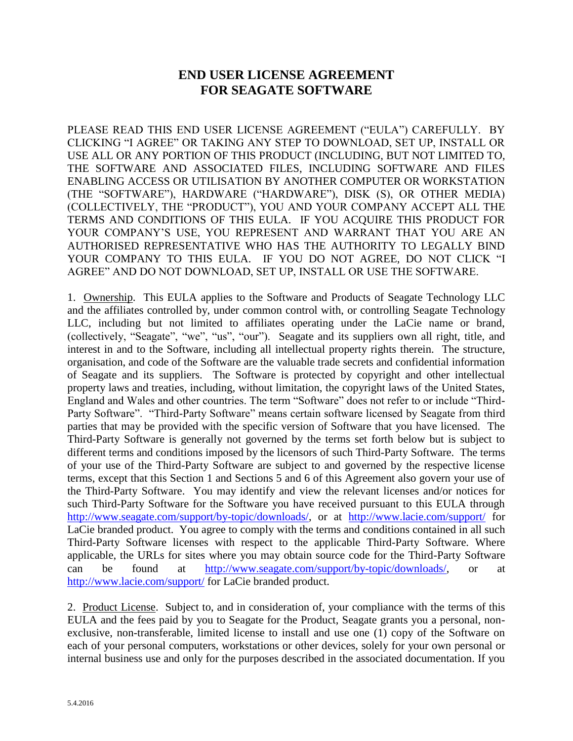# END USER LICENSE AGREEMENT FOR SEAGATE SOFTWARE

PLEASE READ THIS END USER LICENSE AGREEMENT ("EULA") CAREFULLY. BY CLICKING "I AGREE" OR TAKING ANY STEP TO DOWNLOAD, SET UP, INSTALL OR USE ALL OR ANY PORTION OF THIS PRODUCT (INCLUDING, BUT NOT LIMITED TO, THE SOFTWARE AND ASSOCIATED FILES, INCLUDING SOFTWARE AND FILES ENABLING ACCESS OR UTILISATION BY ANOTHER COMPUTER OR WORKSTATION (THE "SOFTWARE"), HARDWARE ("HARDWARE"), DISK (S), OR OTHER MEDIA) (COLLECTIVELY, THE "PRODUCT"), YOU AND YOUR COMPANY ACCEPT ALL THE TERMS AND CONDITIONS OF THIS EULA. IF YOU ACQUIRE THIS PRODUCT FOR YOUR COMPANY'S USE, YOU REPRESENT AND WARRANT THAT YOU ARE AN AUTHORISED REPRESENTATIVE WHO HAS THE AUTHORITY TO LEGALLY BIND YOUR COMPANY TO THIS EULA. IF YOU DO NOT AGREE, DO NOT CLICK "I AGREE" AND DO NOT DOWNLOAD, SET UP, INSTALL OR USE THE SOFTWARE.

1. Ownership. This EULA applies to the Software and Products of Seagate Technology LLC and the affiliates controlled by, under common control with, or controlling Seagate Technology LLC, including but not limited to affiliates operating under the LaCie name or brand, (collectively, "Seagate", "we", "us", "our"). Seagate and its suppliers own all right, title, and interest in and to the Software, including all intellectual property rights therein. The structure, organisation, and code of the Software are the valuable trade secrets and confidential information of Seagate and its suppliers. The Software is protected by copyright and other intellectual property laws and treaties, including, without limitation, the copyright laws of the United States, England and Wales and other countries. The term "Software" does not refer to or include "Third-Party Software". "Third-Party Software" means certain software licensed by Seagate from third parties that may be provided with the specific version of Software that you have licensed. The Third-Party Software is generally not governed by the terms set forth below but is subject to different terms and conditions imposed by the licensors of such Third-Party Software. The terms of your use of the Third-Party Software are subject to and governed by the respective license terms, except that this Section 1 and Sections 5 and 6 of this Agreement also govern your use of the Third-Party Software. You may identify and view the relevant licenses and/or notices for such Third-Party Software for the Software you have received pursuant to this EULA through http://www.seagate.com/support/by-topic/downloads/, or at http://www.lacie.com/support/ for LaCie branded product. You agree to comply with the terms and conditions contained in all such Third-Party Software licenses with respect to the applicable Third-Party Software. Where applicable, the URLs for sites where you may obtain source code for the Third-Party Software can be found at http://www.seagate.com/support/by-topic/downloads/, or at http://www.lacie.com/support/ for LaCie branded product.

2. Product License. Subject to, and in consideration of, your compliance with the terms of this EULA and the fees paid by you to Seagate for the Product, Seagate grants you a personal, non-exclusive, non-transferable, limited license to install and use one (1) copy of the Software on each of your personal computers, workstations or other devices, solely for your own personal or internal business use and only for the purposes described in the associated documentation. If you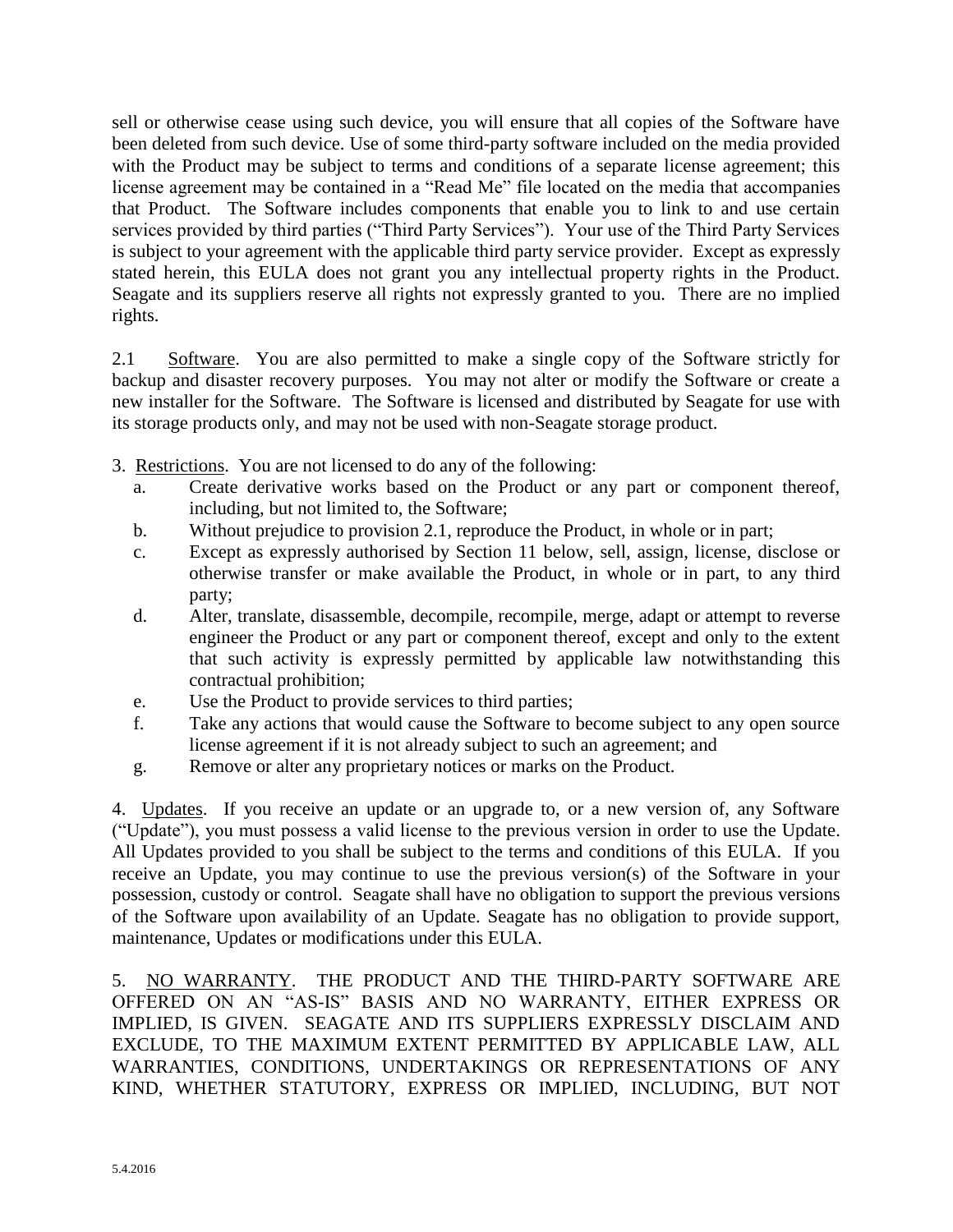sell or otherwise cease using such device, you will ensure that all copies of the Software have been deleted from such device. Use of some third-party software included on the media provided with the Product may be subject to terms and conditions of a separate license agreement; this license agreement may be contained in a "Read Me" file located on the media that accompanies that Product. The Software includes components that enable you to link to and use certain services provided by third parties ("Third Party Services"). Your use of the Third Party Services is subject to your agreement with the applicable third party service provider. Except as expressly stated herein, this EULA does not grant you any intellectual property rights in the Product. Seagate and its suppliers reserve all rights not expressly granted to you. There are no implied rights.

2.1 Software. You are also permitted to make a single copy of the Software strictly for backup and disaster recovery purposes. You may not alter or modify the Software or create a new installer for the Software. The Software is licensed and distributed by Seagate for use with its storage products only, and may not be used with non-Seagate storage product.

3. Restrictions. You are not licensed to do any of the following:

a. Create derivative works based on the Product or any part or component thereof, including, but not limited to, the Software;
b. Without prejudice to provision 2.1, reproduce the Product, in whole or in part;
c. Except as expressly authorised by Section 11 below, sell, assign, license, disclose or otherwise transfer or make available the Product, in whole or in part, to any third party;
d. Alter, translate, disassemble, decompile, recompile, merge, adapt or attempt to reverse engineer the Product or any part or component thereof, except and only to the extent that such activity is expressly permitted by applicable law notwithstanding this contractual prohibition;
e. Use the Product to provide services to third parties;
f. Take any actions that would cause the Software to become subject to any open source license agreement if it is not already subject to such an agreement; and
g. Remove or alter any proprietary notices or marks on the Product.

4. Updates. If you receive an update or an upgrade to, or a new version of, any Software ("Update"), you must possess a valid license to the previous version in order to use the Update. All Updates provided to you shall be subject to the terms and conditions of this EULA. If you receive an Update, you may continue to use the previous version(s) of the Software in your possession, custody or control. Seagate shall have no obligation to support the previous versions of the Software upon availability of an Update. Seagate has no obligation to provide support, maintenance, Updates or modifications under this EULA.

5. NO WARRANTY. THE PRODUCT AND THE THIRD-PARTY SOFTWARE ARE OFFERED ON AN "AS-IS" BASIS AND NO WARRANTY, EITHER EXPRESS OR IMPLIED, IS GIVEN. SEAGATE AND ITS SUPPLIERS EXPRESSLY DISCLAIM AND EXCLUDE, TO THE MAXIMUM EXTENT PERMITTED BY APPLICABLE LAW, ALL WARRANTIES, CONDITIONS, UNDERTAKINGS OR REPRESENTATIONS OF ANY KIND, WHETHER STATUTORY, EXPRESS OR IMPLIED, INCLUDING, BUT NOT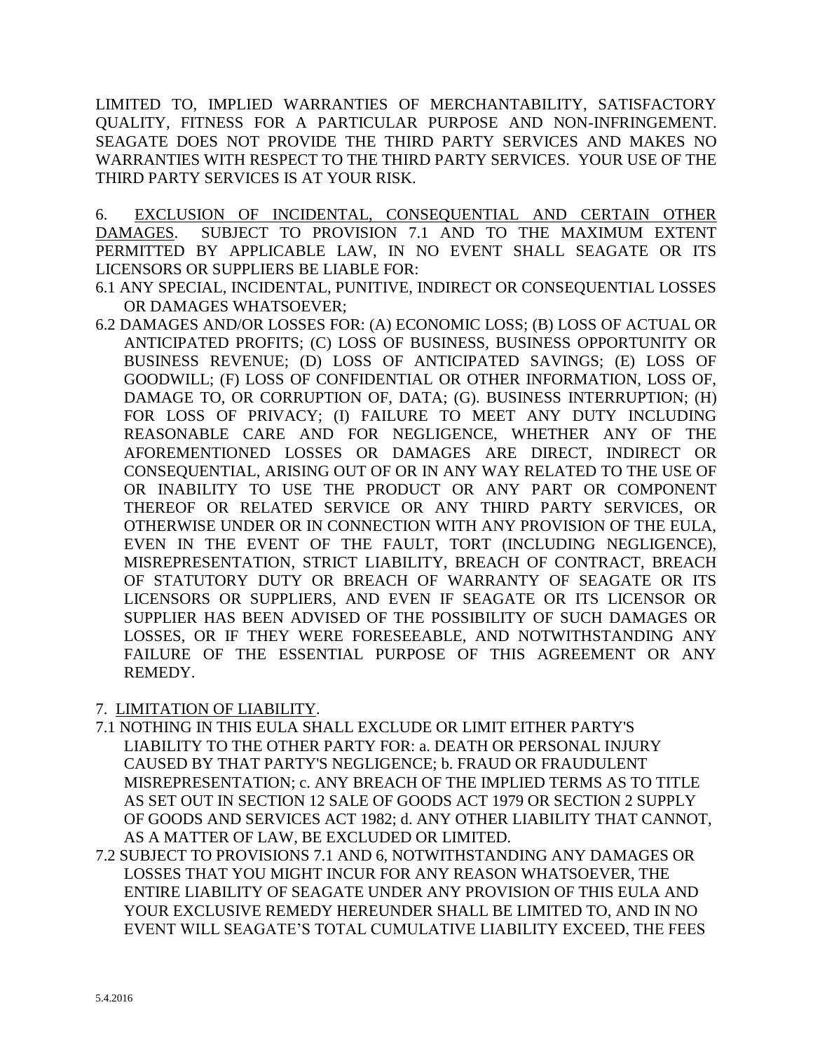LIMITED TO, IMPLIED WARRANTIES OF MERCHANTABILITY, SATISFACTORY QUALITY, FITNESS FOR A PARTICULAR PURPOSE AND NON-INFRINGEMENT. SEAGATE DOES NOT PROVIDE THE THIRD PARTY SERVICES AND MAKES NO WARRANTIES WITH RESPECT TO THE THIRD PARTY SERVICES. YOUR USE OF THE THIRD PARTY SERVICES IS AT YOUR RISK.

6. EXCLUSION OF INCIDENTAL, CONSEQUENTIAL AND CERTAIN OTHER DAMAGES. SUBJECT TO PROVISION 7.1 AND TO THE MAXIMUM EXTENT PERMITTED BY APPLICABLE LAW, IN NO EVENT SHALL SEAGATE OR ITS LICENSORS OR SUPPLIERS BE LIABLE FOR:

6.1 ANY SPECIAL, INCIDENTAL, PUNITIVE, INDIRECT OR CONSEQUENTIAL LOSSES OR DAMAGES WHATSOEVER;

6.2 DAMAGES AND/OR LOSSES FOR: (A) ECONOMIC LOSS; (B) LOSS OF ACTUAL OR ANTICIPATED PROFITS; (C) LOSS OF BUSINESS, BUSINESS OPPORTUNITY OR BUSINESS REVENUE; (D) LOSS OF ANTICIPATED SAVINGS; (E) LOSS OF GOODWILL; (F) LOSS OF CONFIDENTIAL OR OTHER INFORMATION, LOSS OF, DAMAGE TO, OR CORRUPTION OF, DATA; (G). BUSINESS INTERRUPTION; (H) FOR LOSS OF PRIVACY; (I) FAILURE TO MEET ANY DUTY INCLUDING REASONABLE CARE AND FOR NEGLIGENCE, WHETHER ANY OF THE AFOREMENTIONED LOSSES OR DAMAGES ARE DIRECT, INDIRECT OR CONSEQUENTIAL, ARISING OUT OF OR IN ANY WAY RELATED TO THE USE OF OR INABILITY TO USE THE PRODUCT OR ANY PART OR COMPONENT THEREOF OR RELATED SERVICE OR ANY THIRD PARTY SERVICES, OR OTHERWISE UNDER OR IN CONNECTION WITH ANY PROVISION OF THE EULA, EVEN IN THE EVENT OF THE FAULT, TORT (INCLUDING NEGLIGENCE), MISREPRESENTATION, STRICT LIABILITY, BREACH OF CONTRACT, BREACH OF STATUTORY DUTY OR BREACH OF WARRANTY OF SEAGATE OR ITS LICENSORS OR SUPPLIERS, AND EVEN IF SEAGATE OR ITS LICENSOR OR SUPPLIER HAS BEEN ADVISED OF THE POSSIBILITY OF SUCH DAMAGES OR LOSSES, OR IF THEY WERE FORESEEABLE, AND NOTWITHSTANDING ANY FAILURE OF THE ESSENTIAL PURPOSE OF THIS AGREEMENT OR ANY REMEDY.

7. LIMITATION OF LIABILITY.

7.1 NOTHING IN THIS EULA SHALL EXCLUDE OR LIMIT EITHER PARTY'S LIABILITY TO THE OTHER PARTY FOR: a. DEATH OR PERSONAL INJURY CAUSED BY THAT PARTY'S NEGLIGENCE; b. FRAUD OR FRAUDULENT MISREPRESENTATION; c. ANY BREACH OF THE IMPLIED TERMS AS TO TITLE AS SET OUT IN SECTION 12 SALE OF GOODS ACT 1979 OR SECTION 2 SUPPLY OF GOODS AND SERVICES ACT 1982; d. ANY OTHER LIABILITY THAT CANNOT, AS A MATTER OF LAW, BE EXCLUDED OR LIMITED.

7.2 SUBJECT TO PROVISIONS 7.1 AND 6, NOTWITHSTANDING ANY DAMAGES OR LOSSES THAT YOU MIGHT INCUR FOR ANY REASON WHATSOEVER, THE ENTIRE LIABILITY OF SEAGATE UNDER ANY PROVISION OF THIS EULA AND YOUR EXCLUSIVE REMEDY HEREUNDER SHALL BE LIMITED TO, AND IN NO EVENT WILL SEAGATE'S TOTAL CUMULATIVE LIABILITY EXCEED, THE FEES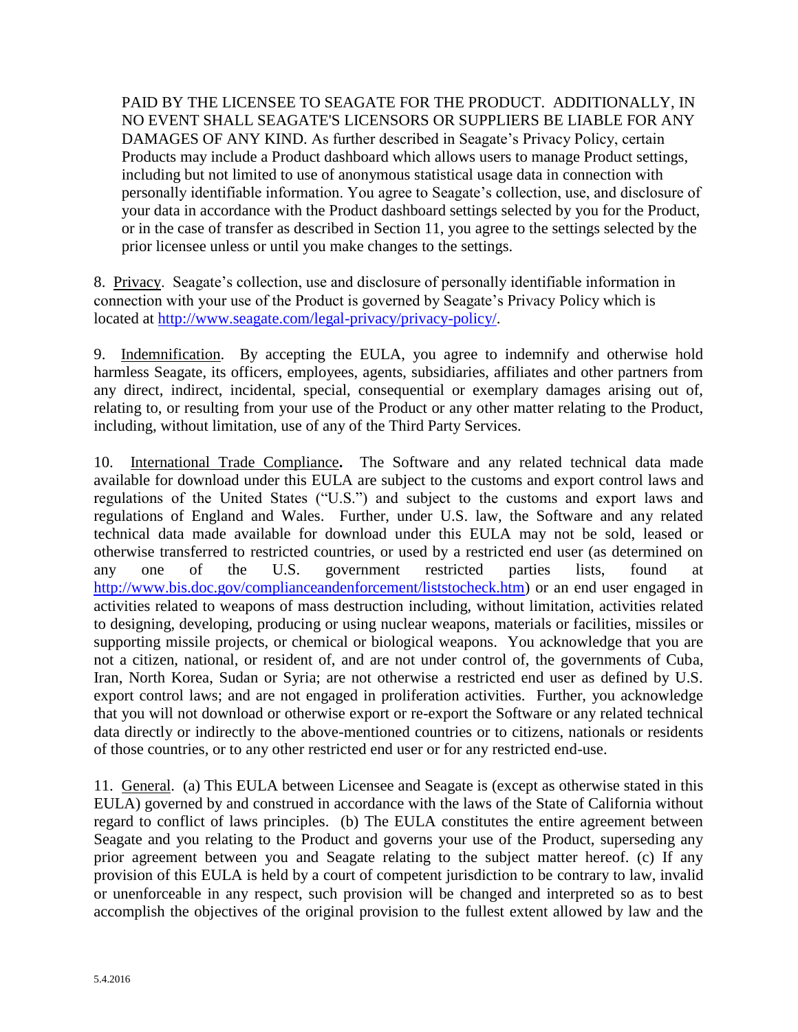PAID BY THE LICENSEE TO SEAGATE FOR THE PRODUCT. ADDITIONALLY, IN NO EVENT SHALL SEAGATE'S LICENSORS OR SUPPLIERS BE LIABLE FOR ANY DAMAGES OF ANY KIND. As further described in Seagate's Privacy Policy, certain Products may include a Product dashboard which allows users to manage Product settings, including but not limited to use of anonymous statistical usage data in connection with personally identifiable information. You agree to Seagate's collection, use, and disclosure of your data in accordance with the Product dashboard settings selected by you for the Product, or in the case of transfer as described in Section 11, you agree to the settings selected by the prior licensee unless or until you make changes to the settings.

8. Privacy. Seagate's collection, use and disclosure of personally identifiable information in connection with your use of the Product is governed by Seagate's Privacy Policy which is located at http://www.seagate.com/legal-privacy/privacy-policy/.

9. Indemnification. By accepting the EULA, you agree to indemnify and otherwise hold harmless Seagate, its officers, employees, agents, subsidiaries, affiliates and other partners from any direct, indirect, incidental, special, consequential or exemplary damages arising out of, relating to, or resulting from your use of the Product or any other matter relating to the Product, including, without limitation, use of any of the Third Party Services.

10. International Trade Compliance**.** The Software and any related technical data made available for download under this EULA are subject to the customs and export control laws and regulations of the United States ("U.S.") and subject to the customs and export laws and regulations of England and Wales. Further, under U.S. law, the Software and any related technical data made available for download under this EULA may not be sold, leased or otherwise transferred to restricted countries, or used by a restricted end user (as determined on any one of the U.S. government restricted parties lists, found at http://www.bis.doc.gov/complianceandenforcement/liststocheck.htm) or an end user engaged in activities related to weapons of mass destruction including, without limitation, activities related to designing, developing, producing or using nuclear weapons, materials or facilities, missiles or supporting missile projects, or chemical or biological weapons. You acknowledge that you are not a citizen, national, or resident of, and are not under control of, the governments of Cuba, Iran, North Korea, Sudan or Syria; are not otherwise a restricted end user as defined by U.S. export control laws; and are not engaged in proliferation activities. Further, you acknowledge that you will not download or otherwise export or re-export the Software or any related technical data directly or indirectly to the above-mentioned countries or to citizens, nationals or residents of those countries, or to any other restricted end user or for any restricted end-use.

11. General. (a) This EULA between Licensee and Seagate is (except as otherwise stated in this EULA) governed by and construed in accordance with the laws of the State of California without regard to conflict of laws principles. (b) The EULA constitutes the entire agreement between Seagate and you relating to the Product and governs your use of the Product, superseding any prior agreement between you and Seagate relating to the subject matter hereof. (c) If any provision of this EULA is held by a court of competent jurisdiction to be contrary to law, invalid or unenforceable in any respect, such provision will be changed and interpreted so as to best accomplish the objectives of the original provision to the fullest extent allowed by law and the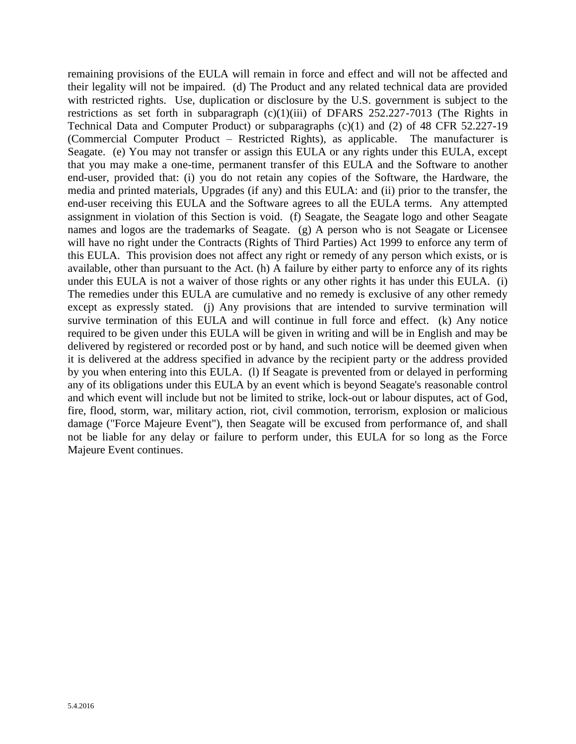remaining provisions of the EULA will remain in force and effect and will not be affected and their legality will not be impaired. (d) The Product and any related technical data are provided with restricted rights. Use, duplication or disclosure by the U.S. government is subject to the restrictions as set forth in subparagraph (c)(1)(iii) of DFARS 252.227-7013 (The Rights in Technical Data and Computer Product) or subparagraphs (c)(1) and (2) of 48 CFR 52.227-19 (Commercial Computer Product – Restricted Rights), as applicable. The manufacturer is Seagate. (e) You may not transfer or assign this EULA or any rights under this EULA, except that you may make a one-time, permanent transfer of this EULA and the Software to another end-user, provided that: (i) you do not retain any copies of the Software, the Hardware, the media and printed materials, Upgrades (if any) and this EULA: and (ii) prior to the transfer, the end-user receiving this EULA and the Software agrees to all the EULA terms. Any attempted assignment in violation of this Section is void. (f) Seagate, the Seagate logo and other Seagate names and logos are the trademarks of Seagate. (g) A person who is not Seagate or Licensee will have no right under the Contracts (Rights of Third Parties) Act 1999 to enforce any term of this EULA. This provision does not affect any right or remedy of any person which exists, or is available, other than pursuant to the Act. (h) A failure by either party to enforce any of its rights under this EULA is not a waiver of those rights or any other rights it has under this EULA. (i) The remedies under this EULA are cumulative and no remedy is exclusive of any other remedy except as expressly stated. (j) Any provisions that are intended to survive termination will survive termination of this EULA and will continue in full force and effect. (k) Any notice required to be given under this EULA will be given in writing and will be in English and may be delivered by registered or recorded post or by hand, and such notice will be deemed given when it is delivered at the address specified in advance by the recipient party or the address provided by you when entering into this EULA. (l) If Seagate is prevented from or delayed in performing any of its obligations under this EULA by an event which is beyond Seagate's reasonable control and which event will include but not be limited to strike, lock-out or labour disputes, act of God, fire, flood, storm, war, military action, riot, civil commotion, terrorism, explosion or malicious damage ("Force Majeure Event"), then Seagate will be excused from performance of, and shall not be liable for any delay or failure to perform under, this EULA for so long as the Force Majeure Event continues.